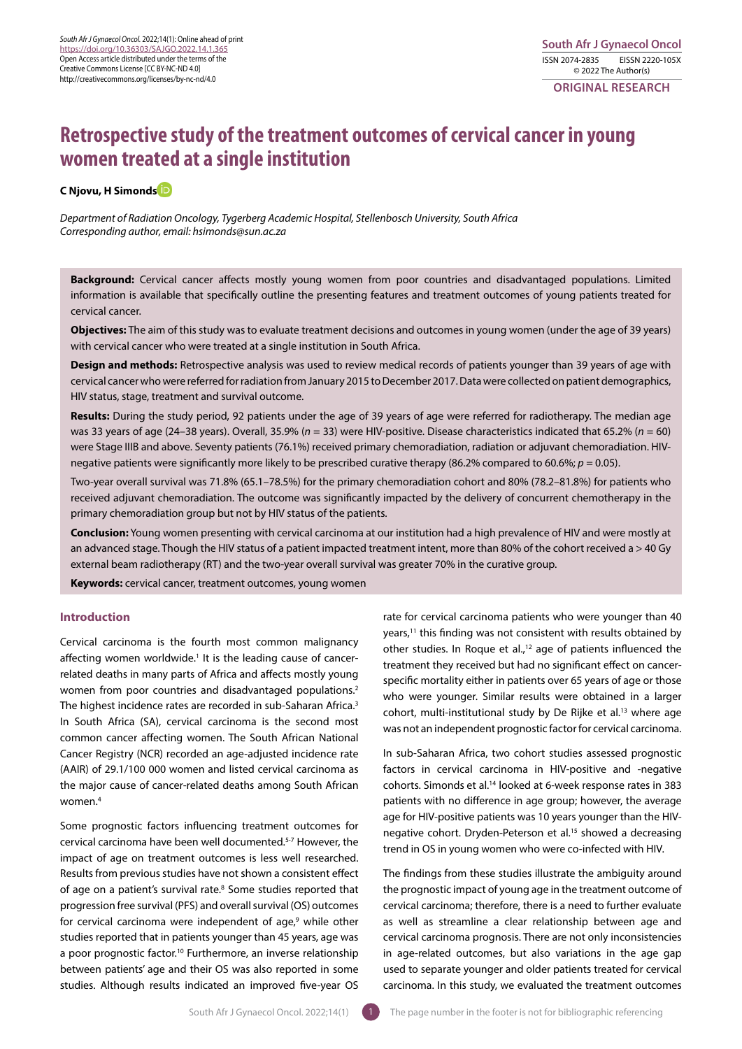South Afr J Gynaecol Oncol. 2022;14(1): Online ahead of print
https://doi.org/10.36303/SAJGO.2022.14.1.365
Open Access article distributed under the terms of the Creative Commons License [CC BY-NC-ND 4.0]
http://creativecommons.org/licenses/by-nc-nd/4.0

**South Afr J Gynaecol Oncol**
ISSN 2074-2835 EISSN 2220-105X
© 2022 The Author(s)

**ORIGINAL RESEARCH**

# Retrospective study of the treatment outcomes of cervical cancer in young women treated at a single institution

**C Njovu, H Simonds**

*Department of Radiation Oncology, Tygerberg Academic Hospital, Stellenbosch University, South Africa*
*Corresponding author, email: hsimonds@sun.ac.za*

**Background:** Cervical cancer affects mostly young women from poor countries and disadvantaged populations. Limited information is available that specifically outline the presenting features and treatment outcomes of young patients treated for cervical cancer.

**Objectives:** The aim of this study was to evaluate treatment decisions and outcomes in young women (under the age of 39 years) with cervical cancer who were treated at a single institution in South Africa.

**Design and methods:** Retrospective analysis was used to review medical records of patients younger than 39 years of age with cervical cancer who were referred for radiation from January 2015 to December 2017. Data were collected on patient demographics, HIV status, stage, treatment and survival outcome.

**Results:** During the study period, 92 patients under the age of 39 years of age were referred for radiotherapy. The median age was 33 years of age (24–38 years). Overall, 35.9% ($n = 33$) were HIV-positive. Disease characteristics indicated that 65.2% ($n = 60$) were Stage IIIB and above. Seventy patients (76.1%) received primary chemoradiation, radiation or adjuvant chemoradiation. HIV-negative patients were significantly more likely to be prescribed curative therapy (86.2% compared to 60.6%; $p = 0.05$).

Two-year overall survival was 71.8% (65.1–78.5%) for the primary chemoradiation cohort and 80% (78.2–81.8%) for patients who received adjuvant chemoradiation. The outcome was significantly impacted by the delivery of concurrent chemotherapy in the primary chemoradiation group but not by HIV status of the patients.

**Conclusion:** Young women presenting with cervical carcinoma at our institution had a high prevalence of HIV and were mostly at an advanced stage. Though the HIV status of a patient impacted treatment intent, more than 80% of the cohort received a > 40 Gy external beam radiotherapy (RT) and the two-year overall survival was greater 70% in the curative group.

**Keywords:** cervical cancer, treatment outcomes, young women

## Introduction

Cervical carcinoma is the fourth most common malignancy affecting women worldwide.[1] It is the leading cause of cancer-related deaths in many parts of Africa and affects mostly young women from poor countries and disadvantaged populations.[2] The highest incidence rates are recorded in sub-Saharan Africa.[3] In South Africa (SA), cervical carcinoma is the second most common cancer affecting women. The South African National Cancer Registry (NCR) recorded an age-adjusted incidence rate (AAIR) of 29.1/100 000 women and listed cervical carcinoma as the major cause of cancer-related deaths among South African women.[4]

Some prognostic factors influencing treatment outcomes for cervical carcinoma have been well documented.[5-7] However, the impact of age on treatment outcomes is less well researched. Results from previous studies have not shown a consistent effect of age on a patient's survival rate.[8] Some studies reported that progression free survival (PFS) and overall survival (OS) outcomes for cervical carcinoma were independent of age,[9] while other studies reported that in patients younger than 45 years, age was a poor prognostic factor.[10] Furthermore, an inverse relationship between patients' age and their OS was also reported in some studies. Although results indicated an improved five-year OS rate for cervical carcinoma patients who were younger than 40 years,[11] this finding was not consistent with results obtained by other studies. In Roque et al.,[12] age of patients influenced the treatment they received but had no significant effect on cancer-specific mortality either in patients over 65 years of age or those who were younger. Similar results were obtained in a larger cohort, multi-institutional study by De Rijke et al.[13] where age was not an independent prognostic factor for cervical carcinoma.

In sub-Saharan Africa, two cohort studies assessed prognostic factors in cervical carcinoma in HIV-positive and -negative cohorts. Simonds et al.[14] looked at 6-week response rates in 383 patients with no difference in age group; however, the average age for HIV-positive patients was 10 years younger than the HIV-negative cohort. Dryden-Peterson et al.[15] showed a decreasing trend in OS in young women who were co-infected with HIV.

The findings from these studies illustrate the ambiguity around the prognostic impact of young age in the treatment outcome of cervical carcinoma; therefore, there is a need to further evaluate as well as streamline a clear relationship between age and cervical carcinoma prognosis. There are not only inconsistencies in age-related outcomes, but also variations in the age gap used to separate younger and older patients treated for cervical carcinoma. In this study, we evaluated the treatment outcomes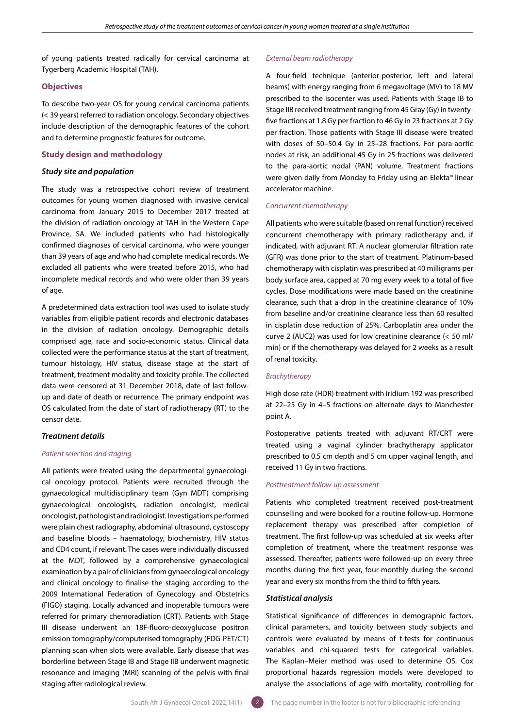of young patients treated radically for cervical carcinoma at Tygerberg Academic Hospital (TAH).

### Objectives

To describe two-year OS for young cervical carcinoma patients (< 39 years) referred to radiation oncology. Secondary objectives include description of the demographic features of the cohort and to determine prognostic features for outcome.

### Study design and methodology

#### *Study site and population*

The study was a retrospective cohort review of treatment outcomes for young women diagnosed with invasive cervical carcinoma from January 2015 to December 2017 treated at the division of radiation oncology at TAH in the Western Cape Province, SA. We included patients who had histologically confirmed diagnoses of cervical carcinoma, who were younger than 39 years of age and who had complete medical records. We excluded all patients who were treated before 2015, who had incomplete medical records and who were older than 39 years of age.

A predetermined data extraction tool was used to isolate study variables from eligible patient records and electronic databases in the division of radiation oncology. Demographic details comprised age, race and socio-economic status. Clinical data collected were the performance status at the start of treatment, tumour histology, HIV status, disease stage at the start of treatment, treatment modality and toxicity profile. The collected data were censored at 31 December 2018, date of last follow-up and date of death or recurrence. The primary endpoint was OS calculated from the date of start of radiotherapy (RT) to the censor date.

#### *Treatment details*

*Patient selection and staging*

All patients were treated using the departmental gynaecological oncology protocol. Patients were recruited through the gynaecological multidisciplinary team (Gyn MDT) comprising gynaecological oncologists, radiation oncologist, medical oncologist, pathologist and radiologist. Investigations performed were plain chest radiography, abdominal ultrasound, cystoscopy and baseline bloods – haematology, biochemistry, HIV status and CD4 count, if relevant. The cases were individually discussed at the MDT, followed by a comprehensive gynaecological examination by a pair of clinicians from gynaecological oncology and clinical oncology to finalise the staging according to the 2009 International Federation of Gynecology and Obstetrics (FIGO) staging. Locally advanced and inoperable tumours were referred for primary chemoradiation (CRT). Patients with Stage III disease underwent an 18F-fluoro-deoxyglucose positron emission tomography/computerised tomography (FDG-PET/CT) planning scan when slots were available. Early disease that was borderline between Stage IB and Stage IIB underwent magnetic resonance and imaging (MRI) scanning of the pelvis with final staging after radiological review.

*External beam radiotherapy*

A four-field technique (anterior-posterior, left and lateral beams) with energy ranging from 6 megavoltage (MV) to 18 MV prescribed to the isocenter was used. Patients with Stage IB to Stage IIB received treatment ranging from 45 Gray (Gy) in twenty-five fractions at 1.8 Gy per fraction to 46 Gy in 23 fractions at 2 Gy per fraction. Those patients with Stage III disease were treated with doses of 50–50.4 Gy in 25–28 fractions. For para-aortic nodes at risk, an additional 45 Gy in 25 fractions was delivered to the para-aortic nodal (PAN) volume. Treatment fractions were given daily from Monday to Friday using an Elekta® linear accelerator machine.

*Concurrent chemotherapy*

All patients who were suitable (based on renal function) received concurrent chemotherapy with primary radiotherapy and, if indicated, with adjuvant RT. A nuclear glomerular filtration rate (GFR) was done prior to the start of treatment. Platinum-based chemotherapy with cisplatin was prescribed at 40 milligrams per body surface area, capped at 70 mg every week to a total of five cycles. Dose modifications were made based on the creatinine clearance, such that a drop in the creatinine clearance of 10% from baseline and/or creatinine clearance less than 60 resulted in cisplatin dose reduction of 25%. Carboplatin area under the curve 2 (AUC2) was used for low creatinine clearance (< 50 ml/min) or if the chemotherapy was delayed for 2 weeks as a result of renal toxicity.

*Brachytherapy*

High dose rate (HDR) treatment with iridium 192 was prescribed at 22–25 Gy in 4–5 fractions on alternate days to Manchester point A.

Postoperative patients treated with adjuvant RT/CRT were treated using a vaginal cylinder brachytherapy applicator prescribed to 0.5 cm depth and 5 cm upper vaginal length, and received 11 Gy in two fractions.

*Posttreatment follow-up assessment*

Patients who completed treatment received post-treatment counselling and were booked for a routine follow-up. Hormone replacement therapy was prescribed after completion of treatment. The first follow-up was scheduled at six weeks after completion of treatment, where the treatment response was assessed. Thereafter, patients were followed-up on every three months during the first year, four-monthly during the second year and every six months from the third to fifth years.

#### *Statistical analysis*

Statistical significance of differences in demographic factors, clinical parameters, and toxicity between study subjects and controls were evaluated by means of t-tests for continuous variables and chi-squared tests for categorical variables. The Kaplan–Meier method was used to determine OS. Cox proportional hazards regression models were developed to analyse the associations of age with mortality, controlling for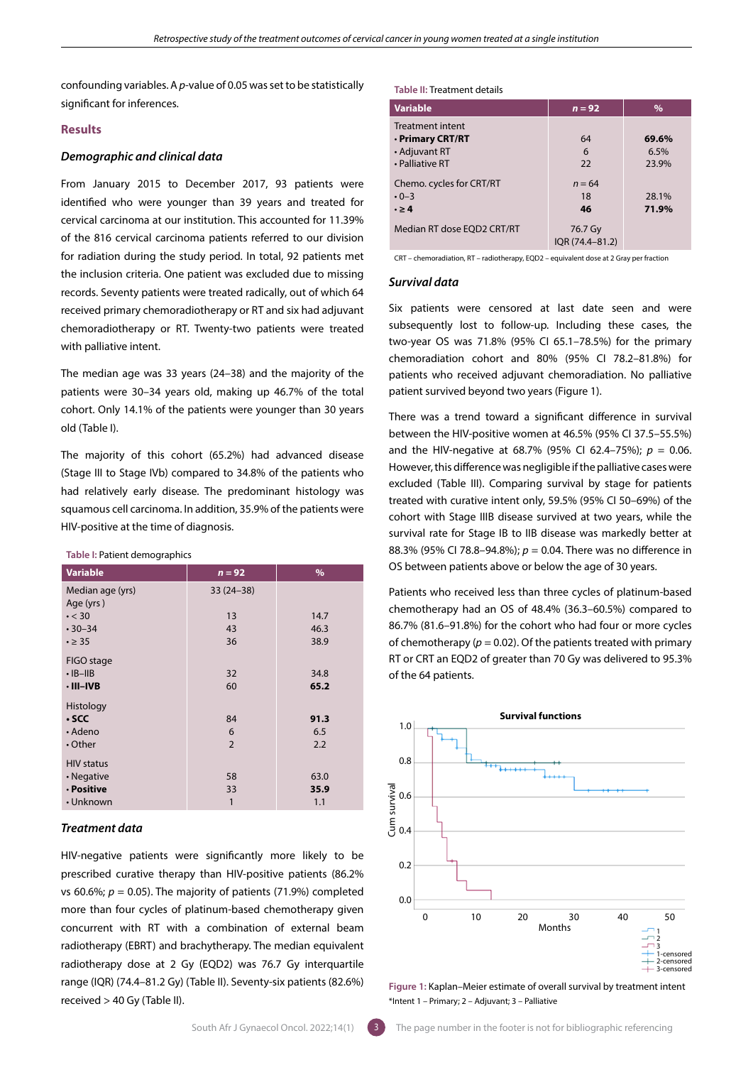confounding variables. A *p*-value of 0.05 was set to be statistically significant for inferences.

## Results

### *Demographic and clinical data*

From January 2015 to December 2017, 93 patients were identified who were younger than 39 years and treated for cervical carcinoma at our institution. This accounted for 11.39% of the 816 cervical carcinoma patients referred to our division for radiation during the study period. In total, 92 patients met the inclusion criteria. One patient was excluded due to missing records. Seventy patients were treated radically, out of which 64 received primary chemoradiotherapy or RT and six had adjuvant chemoradiotherapy or RT. Twenty-two patients were treated with palliative intent.

The median age was 33 years (24–38) and the majority of the patients were 30–34 years old, making up 46.7% of the total cohort. Only 14.1% of the patients were younger than 30 years old (Table I).

The majority of this cohort (65.2%) had advanced disease (Stage III to Stage IVb) compared to 34.8% of the patients who had relatively early disease. The predominant histology was squamous cell carcinoma. In addition, 35.9% of the patients were HIV-positive at the time of diagnosis.

**Table I:** Patient demographics

| Variable | *n* = 92 | % |
|---|---|---|
| Median age (yrs) | 33 (24–38) | |
| Age (yrs ) | | |
| • < 30 | 13 | 14.7 |
| • 30–34 | 43 | 46.3 |
| • ≥ 35 | 36 | 38.9 |
| FIGO stage | | |
| • IB–IIB | 32 | 34.8 |
| • **III–IVB** | 60 | **65.2** |
| Histology | | |
| • **SCC** | 84 | **91.3** |
| • Adeno | 6 | 6.5 |
| • Other | 2 | 2.2 |
| HIV status | | |
| • Negative | 58 | 63.0 |
| • **Positive** | 33 | **35.9** |
| • Unknown | 1 | 1.1 |

### *Treatment data*

HIV-negative patients were significantly more likely to be prescribed curative therapy than HIV-positive patients (86.2% vs 60.6%; *p* = 0.05). The majority of patients (71.9%) completed more than four cycles of platinum-based chemotherapy given concurrent with RT with a combination of external beam radiotherapy (EBRT) and brachytherapy. The median equivalent radiotherapy dose at 2 Gy (EQD2) was 76.7 Gy interquartile range (IQR) (74.4–81.2 Gy) (Table II). Seventy-six patients (82.6%) received > 40 Gy (Table II).

**Table II:** Treatment details

| Variable | *n* = 92 | % |
|---|---|---|
| Treatment intent | | |
| • **Primary CRT/RT** | 64 | **69.6%** |
| • Adjuvant RT | 6 | 6.5% |
| • Palliative RT | 22 | 23.9% |
| Chemo. cycles for CRT/RT | *n* = 64 | |
| • 0–3 | 18 | 28.1% |
| • **≥ 4** | **46** | **71.9%** |
| Median RT dose EQD2 CRT/RT | 76.7 Gy IQR (74.4–81.2) | |

CRT – chemoradiation, RT – radiotherapy, EQD2 – equivalent dose at 2 Gray per fraction

### *Survival data*

Six patients were censored at last date seen and were subsequently lost to follow-up. Including these cases, the two-year OS was 71.8% (95% CI 65.1–78.5%) for the primary chemoradiation cohort and 80% (95% CI 78.2–81.8%) for patients who received adjuvant chemoradiation. No palliative patient survived beyond two years (Figure 1).

There was a trend toward a significant difference in survival between the HIV-positive women at 46.5% (95% CI 37.5–55.5%) and the HIV-negative at 68.7% (95% CI 62.4–75%); *p* = 0.06. However, this difference was negligible if the palliative cases were excluded (Table III). Comparing survival by stage for patients treated with curative intent only, 59.5% (95% CI 50–69%) of the cohort with Stage IIIB disease survived at two years, while the survival rate for Stage IB to IIB disease was markedly better at 88.3% (95% CI 78.8–94.8%); *p* = 0.04. There was no difference in OS between patients above or below the age of 30 years.

Patients who received less than three cycles of platinum-based chemotherapy had an OS of 48.4% (36.3–60.5%) compared to 86.7% (81.6–91.8%) for the cohort who had four or more cycles of chemotherapy (*p* = 0.02). Of the patients treated with primary RT or CRT an EQD2 of greater than 70 Gy was delivered to 95.3% of the 64 patients.

**Figure 1:** Kaplan–Meier estimate of overall survival by treatment intent
*Intent 1 – Primary; 2 – Adjuvant; 3 – Palliative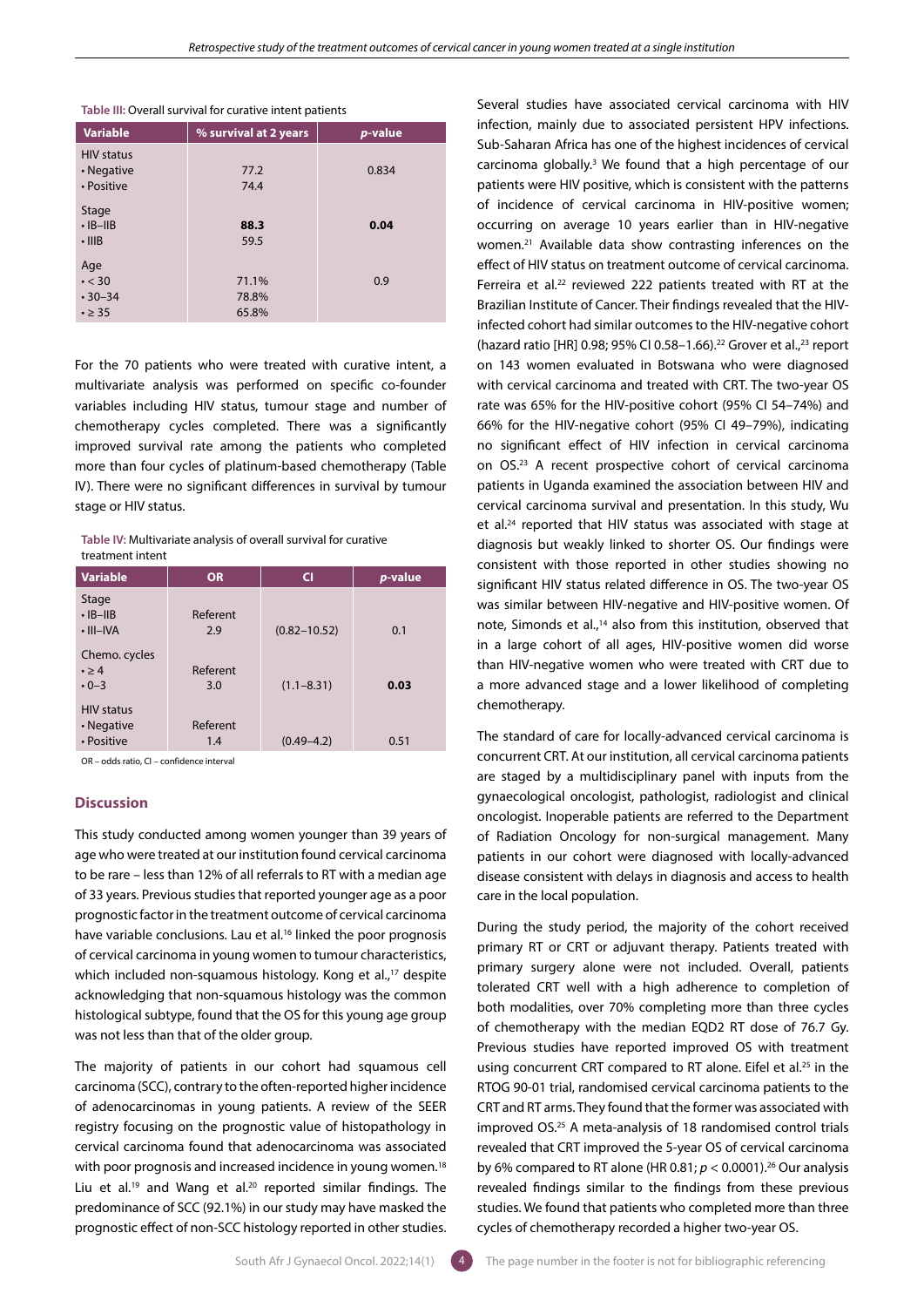**Table III:** Overall survival for curative intent patients

| Variable | % survival at 2 years | *p*-value |
|---|---|---|
| HIV status | | |
| • Negative | 77.2 | 0.834 |
| • Positive | 74.4 | |
| Stage | | |
| • IB–IIB | **88.3** | **0.04** |
| • IIIB | 59.5 | |
| Age | | |
| • < 30 | 71.1% | 0.9 |
| • 30–34 | 78.8% | |
| • ≥ 35 | 65.8% | |

For the 70 patients who were treated with curative intent, a multivariate analysis was performed on specific co-founder variables including HIV status, tumour stage and number of chemotherapy cycles completed. There was a significantly improved survival rate among the patients who completed more than four cycles of platinum-based chemotherapy (Table IV). There were no significant differences in survival by tumour stage or HIV status.

**Table IV:** Multivariate analysis of overall survival for curative treatment intent

| Variable | OR | CI | *p*-value |
|---|---|---|---|
| Stage | | | |
| • IB–IIB | Referent | | |
| • III–IVA | 2.9 | (0.82–10.52) | 0.1 |
| Chemo. cycles | | | |
| • ≥ 4 | Referent | | |
| • 0–3 | 3.0 | (1.1–8.31) | **0.03** |
| HIV status | | | |
| • Negative | Referent | | |
| • Positive | 1.4 | (0.49–4.2) | 0.51 |

OR – odds ratio, CI – confidence interval

## Discussion

This study conducted among women younger than 39 years of age who were treated at our institution found cervical carcinoma to be rare – less than 12% of all referrals to RT with a median age of 33 years. Previous studies that reported younger age as a poor prognostic factor in the treatment outcome of cervical carcinoma have variable conclusions. Lau et al.[16] linked the poor prognosis of cervical carcinoma in young women to tumour characteristics, which included non-squamous histology. Kong et al.,[17] despite acknowledging that non-squamous histology was the common histological subtype, found that the OS for this young age group was not less than that of the older group.

The majority of patients in our cohort had squamous cell carcinoma (SCC), contrary to the often-reported higher incidence of adenocarcinomas in young patients. A review of the SEER registry focusing on the prognostic value of histopathology in cervical carcinoma found that adenocarcinoma was associated with poor prognosis and increased incidence in young women.[18] Liu et al.[19] and Wang et al.[20] reported similar findings. The predominance of SCC (92.1%) in our study may have masked the prognostic effect of non-SCC histology reported in other studies.

Several studies have associated cervical carcinoma with HIV infection, mainly due to associated persistent HPV infections. Sub-Saharan Africa has one of the highest incidences of cervical carcinoma globally.[3] We found that a high percentage of our patients were HIV positive, which is consistent with the patterns of incidence of cervical carcinoma in HIV-positive women; occurring on average 10 years earlier than in HIV-negative women.[21] Available data show contrasting inferences on the effect of HIV status on treatment outcome of cervical carcinoma. Ferreira et al.[22] reviewed 222 patients treated with RT at the Brazilian Institute of Cancer. Their findings revealed that the HIV-infected cohort had similar outcomes to the HIV-negative cohort (hazard ratio [HR] 0.98; 95% CI 0.58–1.66).[22] Grover et al.,[23] report on 143 women evaluated in Botswana who were diagnosed with cervical carcinoma and treated with CRT. The two-year OS rate was 65% for the HIV-positive cohort (95% CI 54–74%) and 66% for the HIV-negative cohort (95% CI 49–79%), indicating no significant effect of HIV infection in cervical carcinoma on OS.[23] A recent prospective cohort of cervical carcinoma patients in Uganda examined the association between HIV and cervical carcinoma survival and presentation. In this study, Wu et al.[24] reported that HIV status was associated with stage at diagnosis but weakly linked to shorter OS. Our findings were consistent with those reported in other studies showing no significant HIV status related difference in OS. The two-year OS was similar between HIV-negative and HIV-positive women. Of note, Simonds et al.,[14] also from this institution, observed that in a large cohort of all ages, HIV-positive women did worse than HIV-negative women who were treated with CRT due to a more advanced stage and a lower likelihood of completing chemotherapy.

The standard of care for locally-advanced cervical carcinoma is concurrent CRT. At our institution, all cervical carcinoma patients are staged by a multidisciplinary panel with inputs from the gynaecological oncologist, pathologist, radiologist and clinical oncologist. Inoperable patients are referred to the Department of Radiation Oncology for non-surgical management. Many patients in our cohort were diagnosed with locally-advanced disease consistent with delays in diagnosis and access to health care in the local population.

During the study period, the majority of the cohort received primary RT or CRT or adjuvant therapy. Patients treated with primary surgery alone were not included. Overall, patients tolerated CRT well with a high adherence to completion of both modalities, with over 70% completing more than three cycles of chemotherapy with the median EQD2 RT dose of 76.7 Gy. Previous studies have reported improved OS with treatment using concurrent CRT compared to RT alone. Eifel et al.[25] in the RTOG 90-01 trial, randomised cervical carcinoma patients to the CRT and RT arms. They found that the former was associated with improved OS.[25] A meta-analysis of 18 randomised control trials revealed that CRT improved the 5-year OS of cervical carcinoma by 6% compared to RT alone (HR 0.81; $p < 0.0001$).[26] Our analysis revealed findings similar to the findings from these previous studies. We found that patients who completed more than three cycles of chemotherapy recorded a higher two-year OS.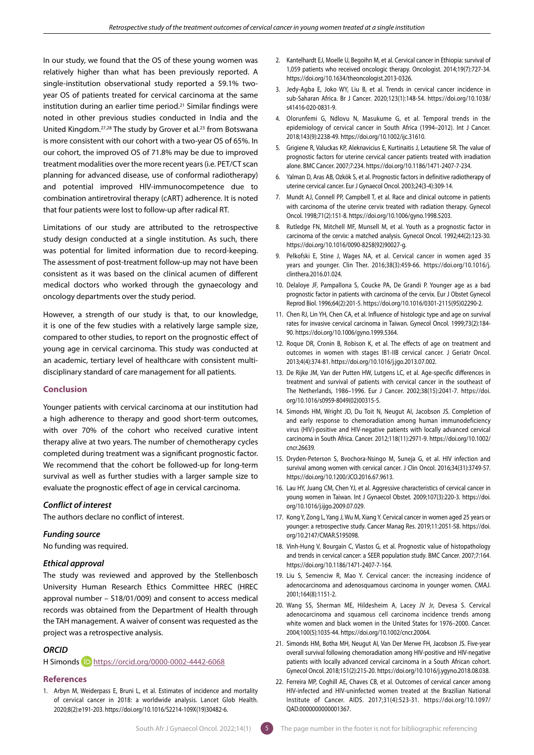In our study, we found that the OS of these young women was relatively higher than what has been previously reported. A single-institution observational study reported a 59.1% two-year OS of patients treated for cervical carcinoma at the same institution during an earlier time period.[21] Similar findings were noted in other previous studies conducted in India and the United Kingdom.[27,28] The study by Grover et al.[23] from Botswana is more consistent with our cohort with a two-year OS of 65%. In our cohort, the improved OS of 71.8% may be due to improved treatment modalities over the more recent years (i.e. PET/CT scan planning for advanced disease, use of conformal radiotherapy) and potential improved HIV-immunocompetence due to combination antiretroviral therapy (cART) adherence. It is noted that four patients were lost to follow-up after radical RT.

Limitations of our study are attributed to the retrospective study design conducted at a single institution. As such, there was potential for limited information due to record-keeping. The assessment of post-treatment follow-up may not have been consistent as it was based on the clinical acumen of different medical doctors who worked through the gynaecology and oncology departments over the study period.

However, a strength of our study is that, to our knowledge, it is one of the few studies with a relatively large sample size, compared to other studies, to report on the prognostic effect of young age in cervical carcinoma. This study was conducted at an academic, tertiary level of healthcare with consistent multi-disciplinary standard of care management for all patients.

## Conclusion

Younger patients with cervical carcinoma at our institution had a high adherence to therapy and good short-term outcomes, with over 70% of the cohort who received curative intent therapy alive at two years. The number of chemotherapy cycles completed during treatment was a significant prognostic factor. We recommend that the cohort be followed-up for long-term survival as well as further studies with a larger sample size to evaluate the prognostic effect of age in cervical carcinoma.

### *Conflict of interest*

The authors declare no conflict of interest.

### *Funding source*

No funding was required.

### *Ethical approval*

The study was reviewed and approved by the Stellenbosch University Human Research Ethics Committee HREC (HREC approval number – S18/01/009) and consent to access medical records was obtained from the Department of Health through the TAH management. A waiver of consent was requested as the project was a retrospective analysis.

### *ORCID*

H Simonds https://orcid.org/0000-0002-4442-6068

## References

1. Arbyn M, Weiderpass E, Bruni L, et al. Estimates of incidence and mortality of cervical cancer in 2018: a worldwide analysis. Lancet Glob Health. 2020;8(2):e191-203. https://doi.org/10.1016/S2214-109X(19)30482-6.
2. Kantelhardt EJ, Moelle U, Begoihn M, et al. Cervical cancer in Ethiopia: survival of 1,059 patients who received oncologic therapy. Oncologist. 2014;19(7):727-34. https://doi.org/10.1634/theoncologist.2013-0326.
3. Jedy-Agba E, Joko WY, Liu B, et al. Trends in cervical cancer incidence in sub-Saharan Africa. Br J Cancer. 2020;123(1):148-54. https://doi.org/10.1038/s41416-020-0831-9.
4. Olorunfemi G, Ndlovu N, Masukume G, et al. Temporal trends in the epidemiology of cervical cancer in South Africa (1994–2012). Int J Cancer. 2018;143(9):2238-49. https://doi.org/10.1002/ijc.31610.
5. Grigiene R, Valuckas KP, Aleknavicius E, Kurtinaitis J, Letautiene SR. The value of prognostic factors for uterine cervical cancer patients treated with irradiation alone. BMC Cancer. 2007;7:234. https://doi.org/10.1186/1471-2407-7-234.
6. Yalman D, Aras AB, Ozkök S, et al. Prognostic factors in definitive radiotherapy of uterine cervical cancer. Eur J Gynaecol Oncol. 2003;24(3-4):309-14.
7. Mundt AJ, Connell PP, Campbell T, et al. Race and clinical outcome in patients with carcinoma of the uterine cervix treated with radiation therapy. Gynecol Oncol. 1998;71(2):151-8. https://doi.org/10.1006/gyno.1998.5203.
8. Rutledge FN, Mitchell MF, Munsell M, et al. Youth as a prognostic factor in carcinoma of the cervix: a matched analysis. Gynecol Oncol. 1992;44(2):123-30. https://doi.org/10.1016/0090-8258(92)90027-g.
9. Pelkofski E, Stine J, Wages NA, et al. Cervical cancer in women aged 35 years and younger. Clin Ther. 2016;38(3):459-66. https://doi.org/10.1016/j.clinthera.2016.01.024.
10. Delaloye JF, Pampallona S, Coucke PA, De Grandi P. Younger age as a bad prognostic factor in patients with carcinoma of the cervix. Eur J Obstet Gynecol Reprod Biol. 1996;64(2):201-5. https://doi.org/10.1016/0301-2115(95)02290-2.
11. Chen RJ, Lin YH, Chen CA, et al. Influence of histologic type and age on survival rates for invasive cervical carcinoma in Taiwan. Gynecol Oncol. 1999;73(2):184-90. https://doi.org/10.1006/gyno.1999.5364.
12. Roque DR, Cronin B, Robison K, et al. The effects of age on treatment and outcomes in women with stages IB1-IIB cervical cancer. J Geriatr Oncol. 2013;4(4):374-81. https://doi.org/10.1016/j.jgo.2013.07.002.
13. De Rijke JM, Van der Putten HW, Lutgens LC, et al. Age-specific differences in treatment and survival of patients with cervical cancer in the southeast of The Netherlands, 1986–1996. Eur J Cancer. 2002;38(15):2041-7. https://doi.org/10.1016/s0959-8049(02)00315-5.
14. Simonds HM, Wright JD, Du Toit N, Neugut AI, Jacobson JS. Completion of and early response to chemoradiation among human immunodeficiency virus (HIV)-positive and HIV-negative patients with locally advanced cervical carcinoma in South Africa. Cancer. 2012;118(11):2971-9. https://doi.org/10.1002/cncr.26639.
15. Dryden-Peterson S, Bvochora-Nsingo M, Suneja G, et al. HIV infection and survival among women with cervical cancer. J Clin Oncol. 2016;34(31):3749-57. https://doi.org/10.1200/JCO.2016.67.9613.
16. Lau HY, Juang CM, Chen YJ, et al. Aggressive characteristics of cervical cancer in young women in Taiwan. Int J Gynaecol Obstet. 2009;107(3):220-3. https://doi.org/10.1016/j.ijgo.2009.07.029.
17. Kong Y, Zong L, Yang J, Wu M, Xiang Y. Cervical cancer in women aged 25 years or younger: a retrospective study. Cancer Manag Res. 2019;11:2051-58. https://doi.org/10.2147/CMAR.S195098.
18. Vinh-Hung V, Bourgain C, Vlastos G, et al. Prognostic value of histopathology and trends in cervical cancer: a SEER population study. BMC Cancer. 2007;7:164. https://doi.org/10.1186/1471-2407-7-164.
19. Liu S, Semenciw R, Mao Y. Cervical cancer: the increasing incidence of adenocarcinoma and adenosquamous carcinoma in younger women. CMAJ. 2001;164(8):1151-2.
20. Wang SS, Sherman ME, Hildesheim A, Lacey JV Jr, Devesa S. Cervical adenocarcinoma and squamous cell carcinoma incidence trends among white women and black women in the United States for 1976–2000. Cancer. 2004;100(5):1035-44. https://doi.org/10.1002/cncr.20064.
21. Simonds HM, Botha MH, Neugut AI, Van Der Merwe FH, Jacobson JS. Five-year overall survival following chemoradiation among HIV-positive and HIV-negative patients with locally advanced cervical carcinoma in a South African cohort. Gynecol Oncol. 2018;151(2):215-20. https://doi.org/10.1016/j.ygyno.2018.08.038.
22. Ferreira MP, Coghill AE, Chaves CB, et al. Outcomes of cervical cancer among HIV-infected and HIV-uninfected women treated at the Brazilian National Institute of Cancer. AIDS. 2017;31(4):523-31. https://doi.org/10.1097/QAD.0000000000001367.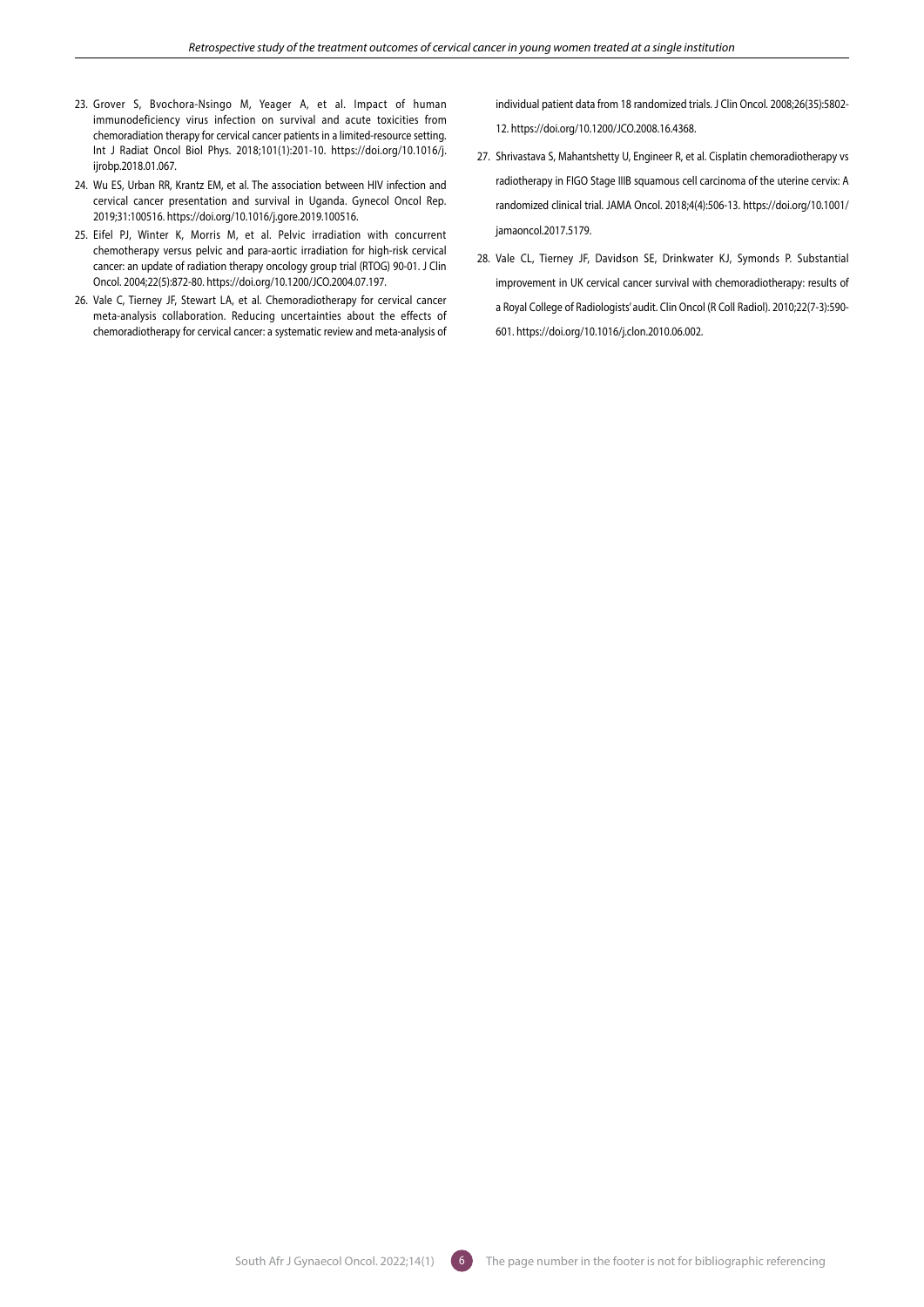23. Grover S, Bvochora-Nsingo M, Yeager A, et al. Impact of human immunodeficiency virus infection on survival and acute toxicities from chemoradiation therapy for cervical cancer patients in a limited-resource setting. Int J Radiat Oncol Biol Phys. 2018;101(1):201-10. https://doi.org/10.1016/j.ijrobp.2018.01.067.
24. Wu ES, Urban RR, Krantz EM, et al. The association between HIV infection and cervical cancer presentation and survival in Uganda. Gynecol Oncol Rep. 2019;31:100516. https://doi.org/10.1016/j.gore.2019.100516.
25. Eifel PJ, Winter K, Morris M, et al. Pelvic irradiation with concurrent chemotherapy versus pelvic and para-aortic irradiation for high-risk cervical cancer: an update of radiation therapy oncology group trial (RTOG) 90-01. J Clin Oncol. 2004;22(5):872-80. https://doi.org/10.1200/JCO.2004.07.197.
26. Vale C, Tierney JF, Stewart LA, et al. Chemoradiotherapy for cervical cancer meta-analysis collaboration. Reducing uncertainties about the effects of chemoradiotherapy for cervical cancer: a systematic review and meta-analysis of individual patient data from 18 randomized trials. J Clin Oncol. 2008;26(35):5802-12. https://doi.org/10.1200/JCO.2008.16.4368.
27. Shrivastava S, Mahantshetty U, Engineer R, et al. Cisplatin chemoradiotherapy vs radiotherapy in FIGO Stage IIIB squamous cell carcinoma of the uterine cervix: A randomized clinical trial. JAMA Oncol. 2018;4(4):506-13. https://doi.org/10.1001/jamaoncol.2017.5179.
28. Vale CL, Tierney JF, Davidson SE, Drinkwater KJ, Symonds P. Substantial improvement in UK cervical cancer survival with chemoradiotherapy: results of a Royal College of Radiologists' audit. Clin Oncol (R Coll Radiol). 2010;22(7-3):590-601. https://doi.org/10.1016/j.clon.2010.06.002.